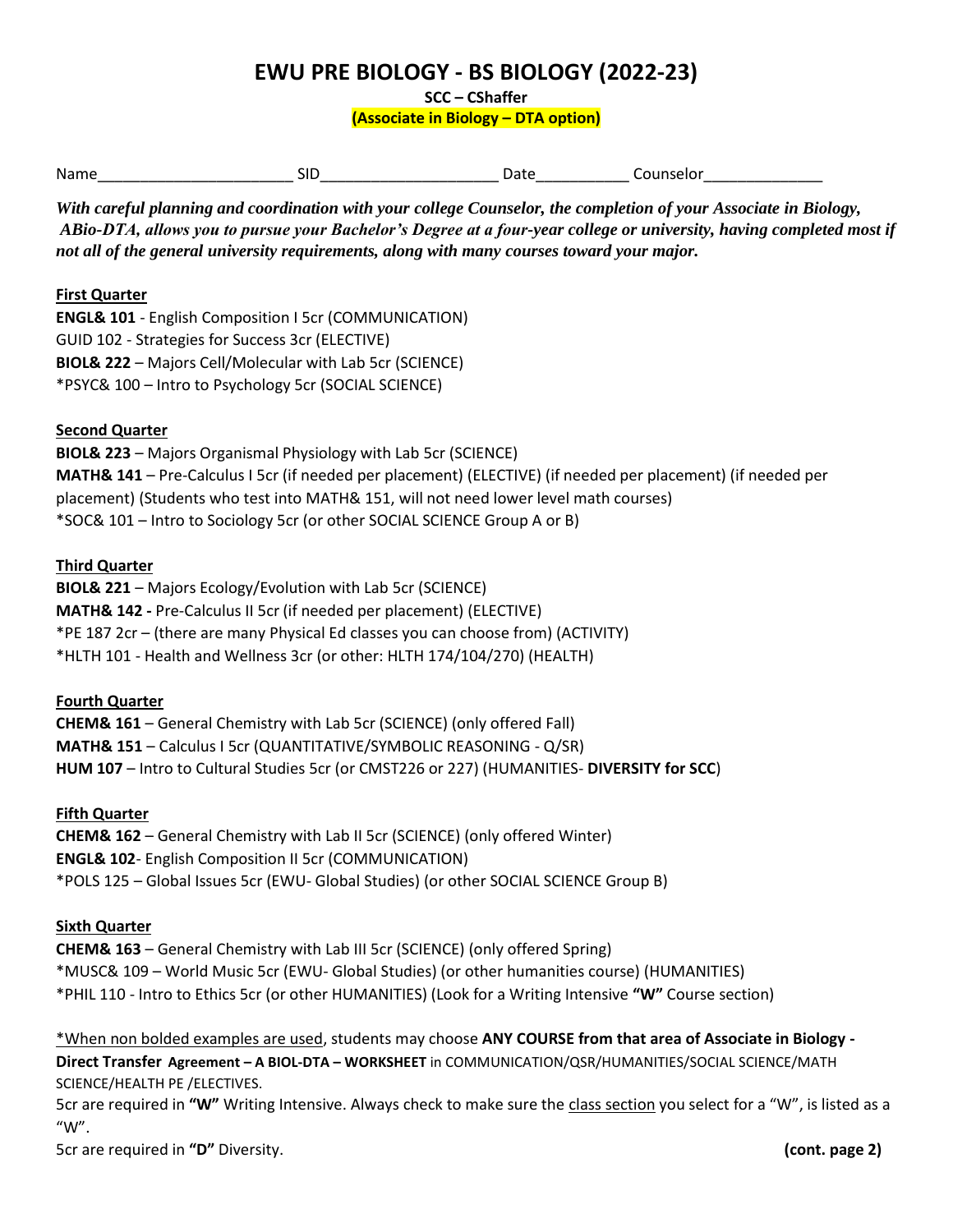# EWU PRE BIOLOGY - BS BIOLOGY (2022-23)

**SCC – CShaffer**

**(Associate in Biology – DTA option)**

Name_______________________ SID____________________ Date__________ Counselor_____________

***With careful planning and coordination with your college Counselor, the completion of your Associate in Biology, ABio-DTA, allows you to pursue your Bachelor's Degree at a four-year college or university, having completed most if not all of the general university requirements, along with many courses toward your major.***

**First Quarter**

**ENGL& 101** - English Composition I 5cr (COMMUNICATION)
GUID 102 - Strategies for Success 3cr (ELECTIVE)
**BIOL& 222** – Majors Cell/Molecular with Lab 5cr (SCIENCE)
*PSYC& 100 – Intro to Psychology 5cr (SOCIAL SCIENCE)

**Second Quarter**

**BIOL& 223** – Majors Organismal Physiology with Lab 5cr (SCIENCE)
**MATH& 141** – Pre-Calculus I 5cr (if needed per placement) (ELECTIVE) (if needed per placement) (if needed per placement) (Students who test into MATH& 151, will not need lower level math courses)
*SOC& 101 – Intro to Sociology 5cr (or other SOCIAL SCIENCE Group A or B)

**Third Quarter**

**BIOL& 221** – Majors Ecology/Evolution with Lab 5cr (SCIENCE)
**MATH& 142 -** Pre-Calculus II 5cr (if needed per placement) (ELECTIVE)
*PE 187 2cr – (there are many Physical Ed classes you can choose from) (ACTIVITY)
*HLTH 101 - Health and Wellness 3cr (or other: HLTH 174/104/270) (HEALTH)

**Fourth Quarter**

**CHEM& 161** – General Chemistry with Lab 5cr (SCIENCE) (only offered Fall)
**MATH& 151** – Calculus I 5cr (QUANTITATIVE/SYMBOLIC REASONING - Q/SR)
**HUM 107** – Intro to Cultural Studies 5cr (or CMST226 or 227) (HUMANITIES- **DIVERSITY for SCC**)

**Fifth Quarter**

**CHEM& 162** – General Chemistry with Lab II 5cr (SCIENCE) (only offered Winter)
**ENGL& 102**- English Composition II 5cr (COMMUNICATION)
*POLS 125 – Global Issues 5cr (EWU- Global Studies) (or other SOCIAL SCIENCE Group B)

**Sixth Quarter**

**CHEM& 163** – General Chemistry with Lab III 5cr (SCIENCE) (only offered Spring)
*MUSC& 109 – World Music 5cr (EWU- Global Studies) (or other humanities course) (HUMANITIES)
*PHIL 110 - Intro to Ethics 5cr (or other HUMANITIES) (Look for a Writing Intensive **"W"** Course section)

*When non bolded examples are used, students may choose **ANY COURSE from that area of Associate in Biology - Direct Transfer Agreement – A BIOL-DTA – WORKSHEET** in COMMUNICATION/QSR/HUMANITIES/SOCIAL SCIENCE/MATH SCIENCE/HEALTH PE /ELECTIVES.

5cr are required in **"W"** Writing Intensive. Always check to make sure the class section you select for a "W", is listed as a "W".

5cr are required in **"D"** Diversity.

**(cont. page 2)**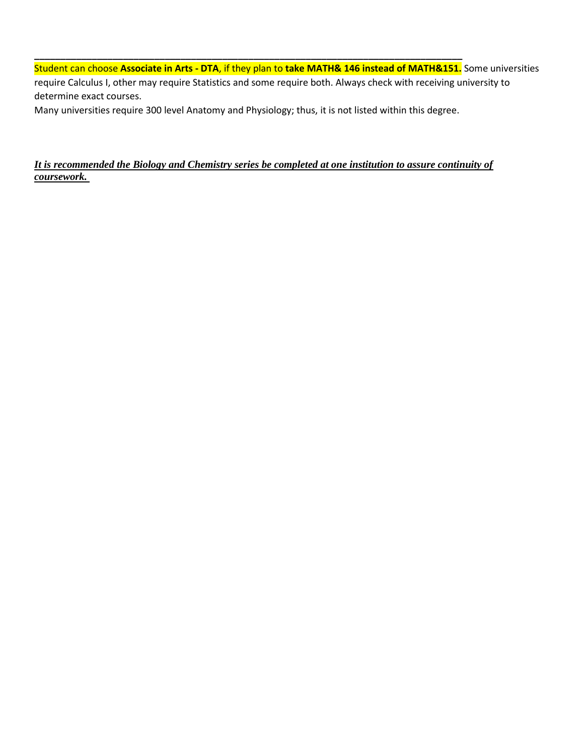---

Student can choose **Associate in Arts - DTA**, if they plan to **take MATH& 146 instead of MATH&151.** Some universities require Calculus I, other may require Statistics and some require both. Always check with receiving university to determine exact courses.

Many universities require 300 level Anatomy and Physiology; thus, it is not listed within this degree.

***It is recommended the Biology and Chemistry series be completed at one institution to assure continuity of coursework.***